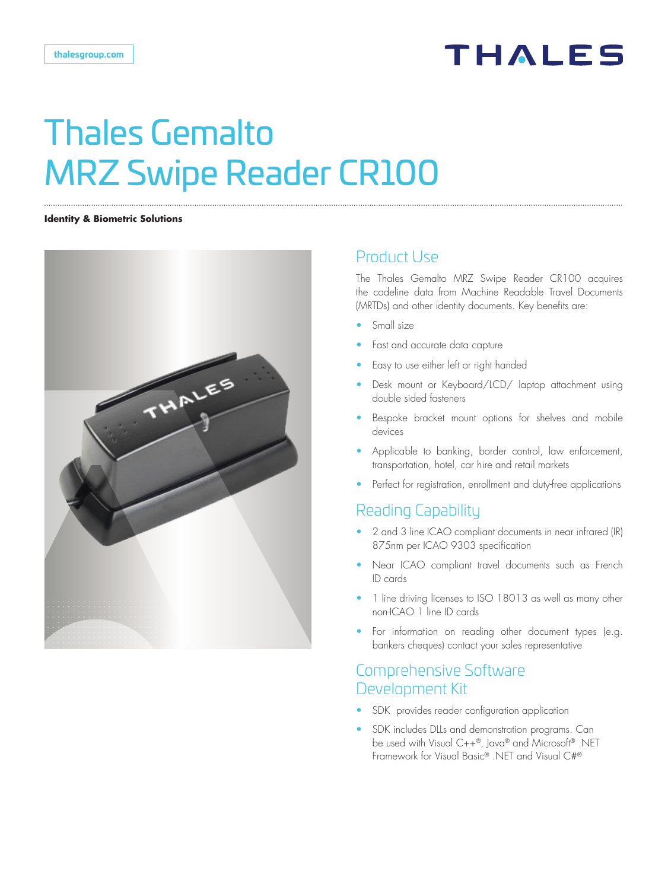thalesgroup.com

# Thales Gemalto MRZ Swipe Reader CR100

**Identity & Biometric Solutions**

## Product Use

The Thales Gemalto MRZ Swipe Reader CR100 acquires the codeline data from Machine Readable Travel Documents (MRTDs) and other identity documents. Key benefits are:

- Small size
- Fast and accurate data capture
- Easy to use either left or right handed
- Desk mount or Keyboard/LCD/ laptop attachment using double sided fasteners
- Bespoke bracket mount options for shelves and mobile devices
- Applicable to banking, border control, law enforcement, transportation, hotel, car hire and retail markets
- Perfect for registration, enrollment and duty-free applications

## Reading Capability

- 2 and 3 line ICAO compliant documents in near infrared (IR) 875nm per ICAO 9303 specification
- Near ICAO compliant travel documents such as French ID cards
- 1 line driving licenses to ISO 18013 as well as many other non-ICAO 1 line ID cards
- For information on reading other document types (e.g. bankers cheques) contact your sales representative

## Comprehensive Software Development Kit

- SDK provides reader configuration application
- SDK includes DLLs and demonstration programs. Can be used with Visual C++®, Java® and Microsoft® .NET Framework for Visual Basic® .NET and Visual C#®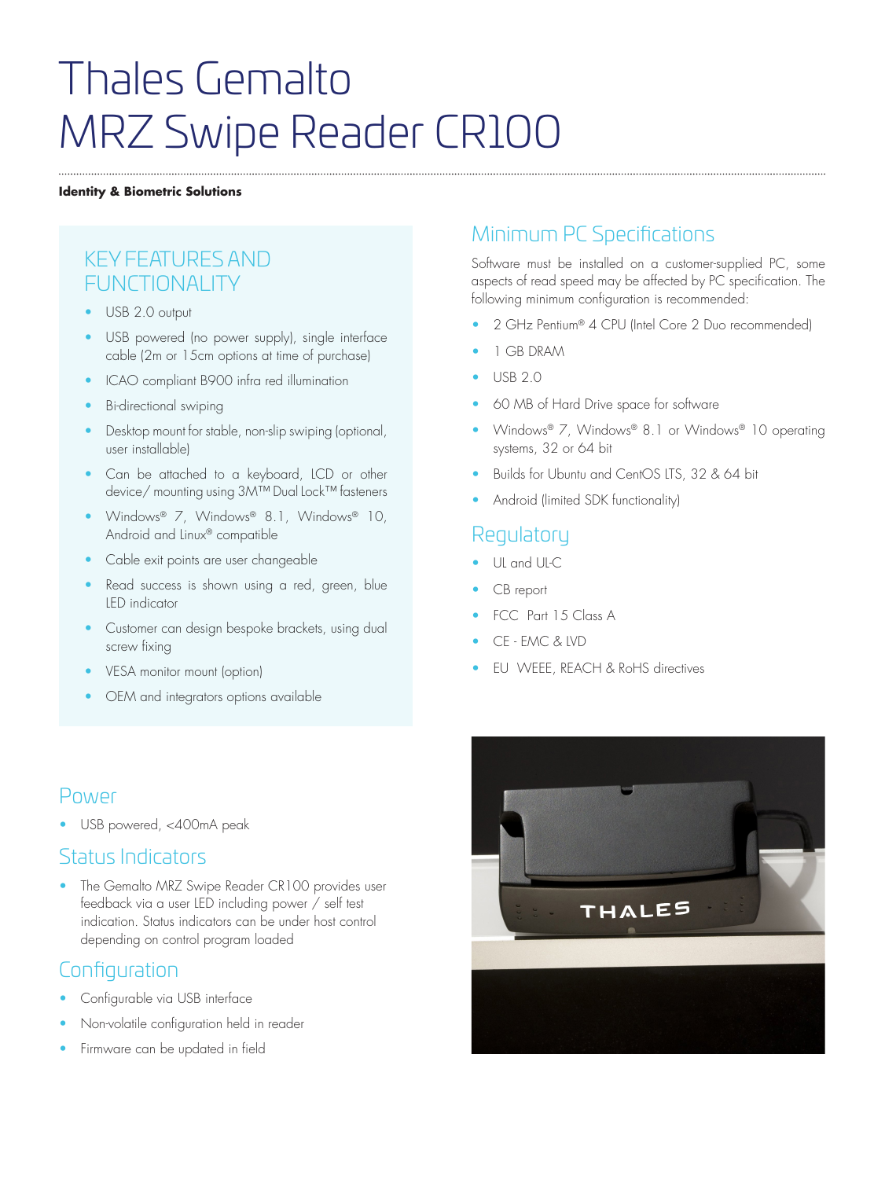# Thales Gemalto MRZ Swipe Reader CR100

**Identity & Biometric Solutions**

## KEY FEATURES AND FUNCTIONALITY

- USB 2.0 output
- USB powered (no power supply), single interface cable (2m or 15cm options at time of purchase)
- ICAO compliant B900 infra red illumination
- Bi-directional swiping
- Desktop mount for stable, non-slip swiping (optional, user installable)
- Can be attached to a keyboard, LCD or other device/ mounting using 3M™ Dual Lock™ fasteners
- Windows® 7, Windows® 8.1, Windows® 10, Android and Linux® compatible
- Cable exit points are user changeable
- Read success is shown using a red, green, blue LED indicator
- Customer can design bespoke brackets, using dual screw fixing
- VESA monitor mount (option)
- OEM and integrators options available

## Power

- USB powered, <400mA peak

## Status Indicators

- The Gemalto MRZ Swipe Reader CR100 provides user feedback via a user LED including power / self test indication. Status indicators can be under host control depending on control program loaded

## Configuration

- Configurable via USB interface
- Non-volatile configuration held in reader
- Firmware can be updated in field

## Minimum PC Specifications

Software must be installed on a customer-supplied PC, some aspects of read speed may be affected by PC specification. The following minimum configuration is recommended:

- 2 GHz Pentium® 4 CPU (Intel Core 2 Duo recommended)
- 1 GB DRAM
- USB 2.0
- 60 MB of Hard Drive space for software
- Windows® 7, Windows® 8.1 or Windows® 10 operating systems, 32 or 64 bit
- Builds for Ubuntu and CentOS LTS, 32 & 64 bit
- Android (limited SDK functionality)

## Regulatory

- UL and UL-C
- CB report
- FCC Part 15 Class A
- CE - EMC & LVD
- EU WEEE, REACH & RoHS directives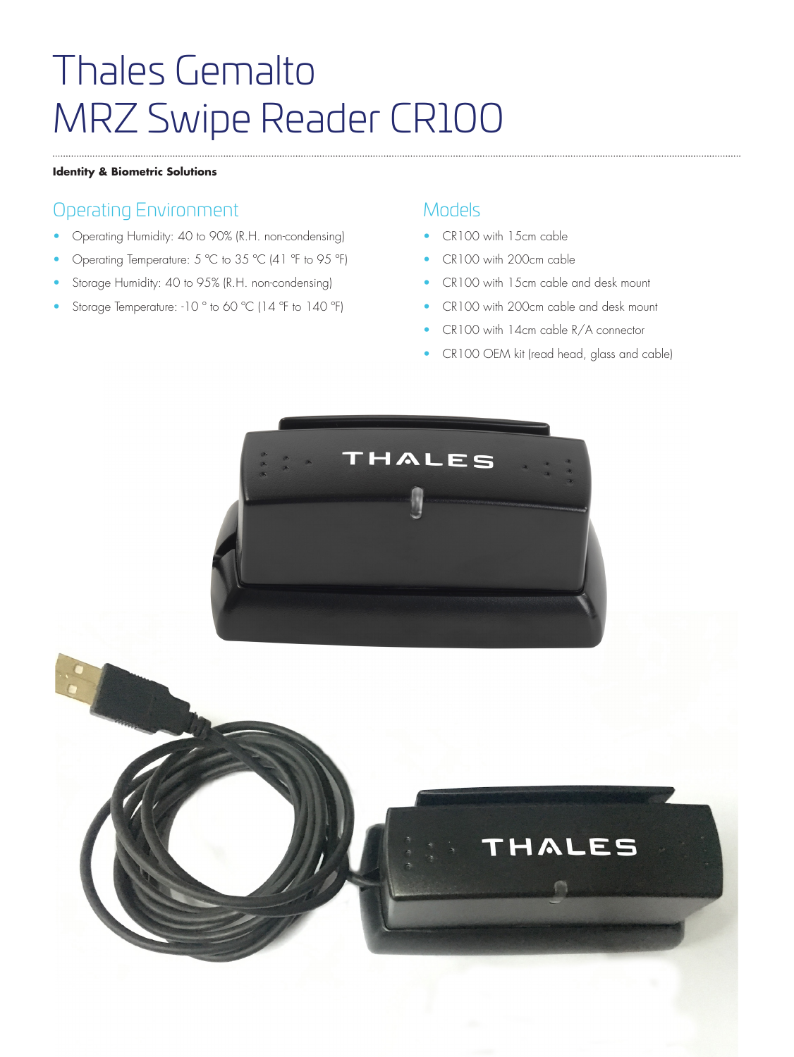# Thales Gemalto MRZ Swipe Reader CR100

**Identity & Biometric Solutions**

## Operating Environment

- Operating Humidity: 40 to 90% (R.H. non-condensing)
- Operating Temperature: 5 °C to 35 °C (41 °F to 95 °F)
- Storage Humidity: 40 to 95% (R.H. non-condensing)
- Storage Temperature: -10 ° to 60 °C (14 °F to 140 °F)

## Models

- CR100 with 15cm cable
- CR100 with 200cm cable
- CR100 with 15cm cable and desk mount
- CR100 with 200cm cable and desk mount
- CR100 with 14cm cable R/A connector
- CR100 OEM kit (read head, glass and cable)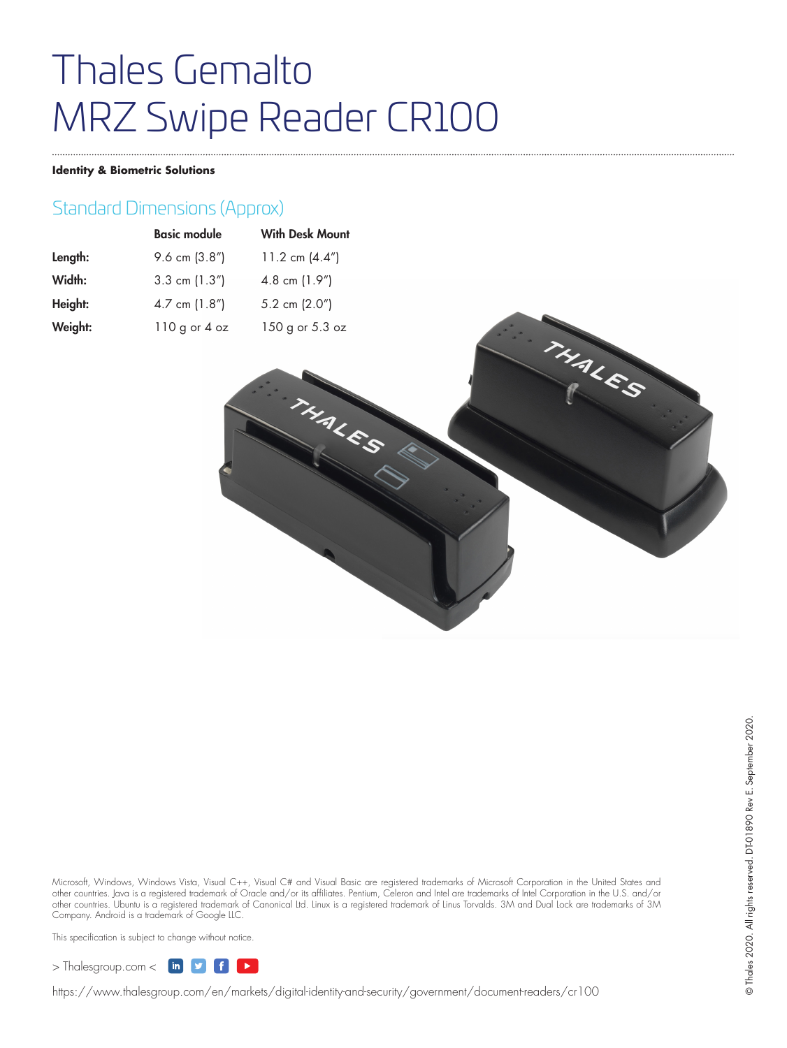# Thales Gemalto MRZ Swipe Reader CR100

**Identity & Biometric Solutions**

## Standard Dimensions (Approx)

| | Basic module | With Desk Mount |
|---|---|---|
| **Length:** | 9.6 cm (3.8") | 11.2 cm (4.4") |
| **Width:** | 3.3 cm (1.3") | 4.8 cm (1.9") |
| **Height:** | 4.7 cm (1.8") | 5.2 cm (2.0") |
| **Weight:** | 110 g or 4 oz | 150 g or 5.3 oz |

Microsoft, Windows, Windows Vista, Visual C++, Visual C# and Visual Basic are registered trademarks of Microsoft Corporation in the United States and other countries. Java is a registered trademark of Oracle and/or its affiliates. Pentium, Celeron and Intel are trademarks of Intel Corporation in the U.S. and/or other countries. Ubuntu is a registered trademark of Canonical Ltd. Linux is a registered trademark of Linus Torvalds. 3M and Dual Lock are trademarks of 3M Company. Android is a trademark of Google LLC.

This specification is subject to change without notice.

> Thalesgroup.com <

https://www.thalesgroup.com/en/markets/digital-identity-and-security/government/document-readers/cr100

© Thales 2020. All rights reserved. DT-01890 Rev E. September 2020.